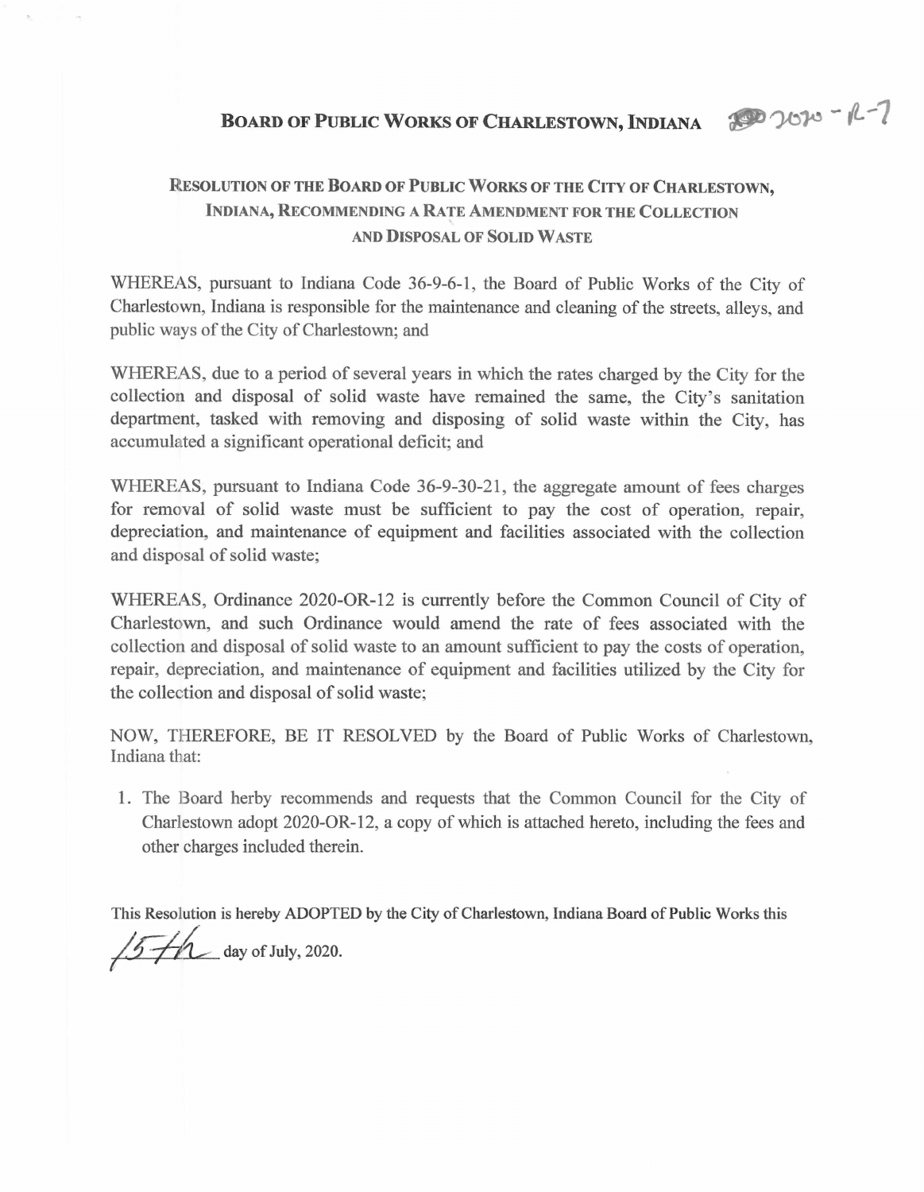# BOARD OF PUBLIC WORKS OF CHARLESTOWN, INDIANA 2020-R-7

## RESOLUTION OF THE BOARD OF PUBLIC WORKS OF THE CITY OF CHARLESTOWN, INDIANA, RECOMMENDING A RATE AMENDMENT FOR THE COLLECTION AND DISPOSAL OF SOLID WASTE

WHEREAS, pursuant to Indiana Code 36-9-6-1, the Board of Public Works of the City of Charlestown, Indiana is responsible for the maintenance and cleaning of the streets, alleys, and public ways of the City of Charlestown; and

WHEREAS, due to a period of several years in which the rates charged by the City for the collection and disposal of solid waste have remained the same, the City's sanitation department, tasked with removing and disposing of solid waste within the City, has accumulated a significant operational deficit; and

WHEREAS, pursuant to Indiana Code 36-9-30-21, the aggregate amount of fees charges for removal of solid waste must be sufficient to pay the cost of operation, repair, depreciation, and maintenance of equipment and facilities associated with the collection and disposal of solid waste;

WHEREAS, Ordinance 2020-OR-12 is currently before the Common Council of City of Charlestown, and such Ordinance would amend the rate of fees associated with the collection and disposal of solid waste to an amount sufficient to pay the costs of operation, repair, depreciation, and maintenance of equipment and facilities utilized by the City for the collection and disposal of solid waste;

NOW, THEREFORE, BE IT RESOLVED by the Board of Public Works of Charlestown, Indiana that:

1. The Board herby recommends and requests that the Common Council for the City of Charlestown adopt 2020-OR-12, a copy of which is attached hereto, including the fees and other charges included therein.

This Resolution is hereby ADOPTED by the City of Charlestown, Indiana Board of Public Works this 15th day of July, 2020.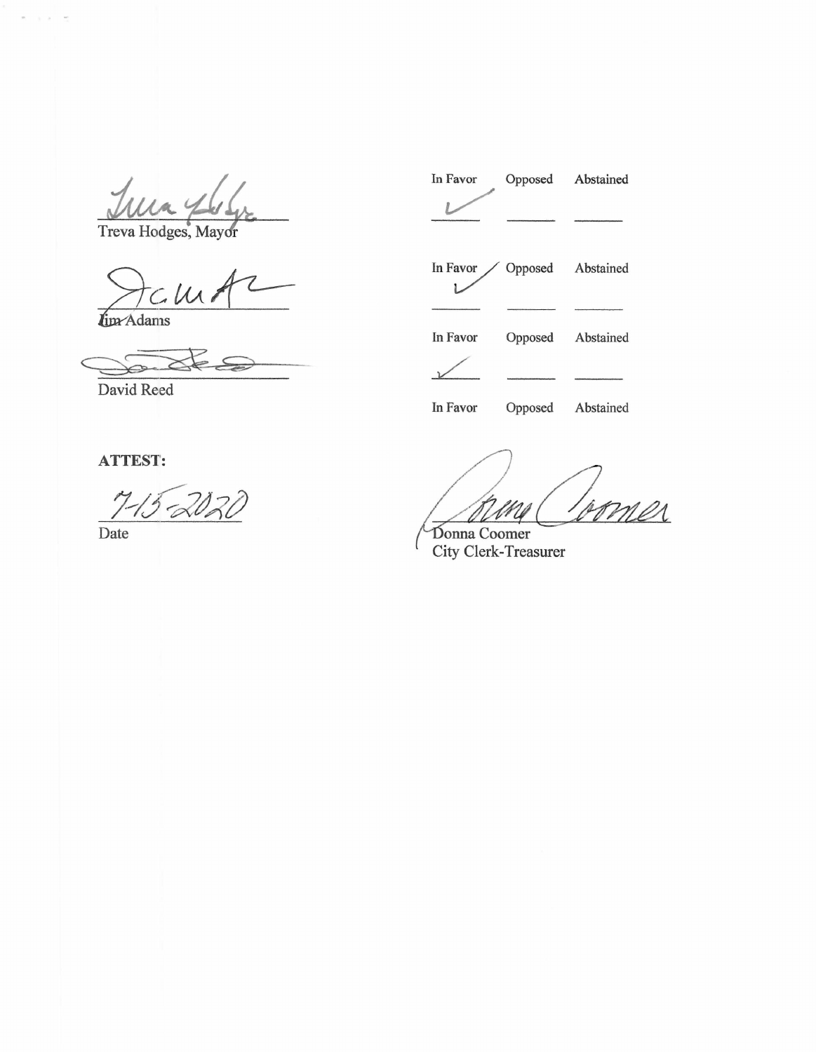| | In Favor | Opposed | Abstained |
|---|---|---|---|
| Treva Hodges, Mayor | ✓ | | |
| Jim Adams | ✓ | | |
| David Reed | ✓ | | |
| | In Favor | Opposed | Abstained |

**ATTEST:**

7-15-2020
Date

Donna Coomer
City Clerk-Treasurer